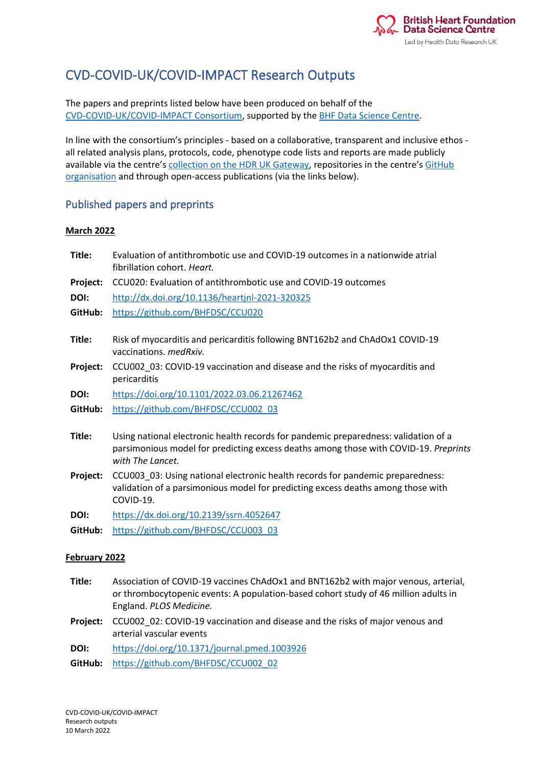# CVD-COVID-UK/COVID-IMPACT Research Outputs

The papers and preprints listed below have been produced on behalf of the CVD-COVID-UK/COVID-IMPACT Consortium, supported by the BHF Data Science Centre.

In line with the consortium's principles - based on a collaborative, transparent and inclusive ethos - all related analysis plans, protocols, code, phenotype code lists and reports are made publicly available via the centre's collection on the HDR UK Gateway, repositories in the centre's GitHub organisation and through open-access publications (via the links below).

## Published papers and preprints

### March 2022

**Title:** Evaluation of antithrombotic use and COVID-19 outcomes in a nationwide atrial fibrillation cohort. *Heart.*

**Project:** CCU020: Evaluation of antithrombotic use and COVID-19 outcomes

**DOI:** http://dx.doi.org/10.1136/heartjnl-2021-320325

**GitHub:** https://github.com/BHFDSC/CCU020

**Title:** Risk of myocarditis and pericarditis following BNT162b2 and ChAdOx1 COVID-19 vaccinations. *medRxiv.*

**Project:** CCU002_03: COVID-19 vaccination and disease and the risks of myocarditis and pericarditis

**DOI:** https://doi.org/10.1101/2022.03.06.21267462

**GitHub:** https://github.com/BHFDSC/CCU002_03

**Title:** Using national electronic health records for pandemic preparedness: validation of a parsimonious model for predicting excess deaths among those with COVID-19. *Preprints with The Lancet.*

**Project:** CCU003_03: Using national electronic health records for pandemic preparedness: validation of a parsimonious model for predicting excess deaths among those with COVID-19.

**DOI:** https://dx.doi.org/10.2139/ssrn.4052647

**GitHub:** https://github.com/BHFDSC/CCU003_03

### February 2022

**Title:** Association of COVID-19 vaccines ChAdOx1 and BNT162b2 with major venous, arterial, or thrombocytopenic events: A population-based cohort study of 46 million adults in England. *PLOS Medicine.*

**Project:** CCU002_02: COVID-19 vaccination and disease and the risks of major venous and arterial vascular events

**DOI:** https://doi.org/10.1371/journal.pmed.1003926

**GitHub:** https://github.com/BHFDSC/CCU002_02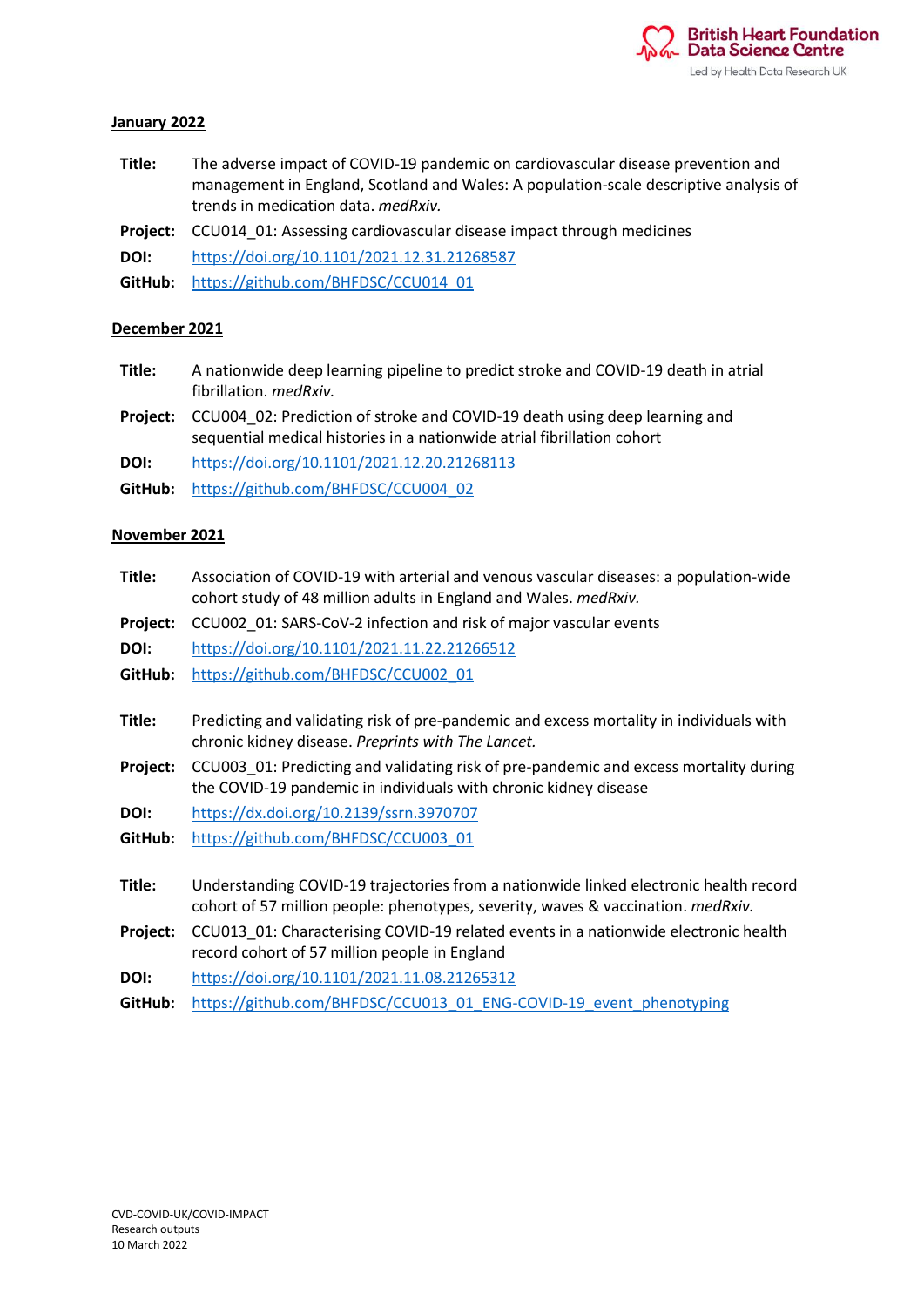## January 2022

**Title:** The adverse impact of COVID-19 pandemic on cardiovascular disease prevention and management in England, Scotland and Wales: A population-scale descriptive analysis of trends in medication data. *medRxiv.*

**Project:** CCU014_01: Assessing cardiovascular disease impact through medicines

**DOI:** https://doi.org/10.1101/2021.12.31.21268587

**GitHub:** https://github.com/BHFDSC/CCU014_01

## December 2021

**Title:** A nationwide deep learning pipeline to predict stroke and COVID-19 death in atrial fibrillation. *medRxiv.*

**Project:** CCU004_02: Prediction of stroke and COVID-19 death using deep learning and sequential medical histories in a nationwide atrial fibrillation cohort

**DOI:** https://doi.org/10.1101/2021.12.20.21268113

**GitHub:** https://github.com/BHFDSC/CCU004_02

## November 2021

**Title:** Association of COVID-19 with arterial and venous vascular diseases: a population-wide cohort study of 48 million adults in England and Wales. *medRxiv.*

**Project:** CCU002_01: SARS-CoV-2 infection and risk of major vascular events

**DOI:** https://doi.org/10.1101/2021.11.22.21266512

**GitHub:** https://github.com/BHFDSC/CCU002_01

**Title:** Predicting and validating risk of pre-pandemic and excess mortality in individuals with chronic kidney disease. *Preprints with The Lancet.*

**Project:** CCU003_01: Predicting and validating risk of pre-pandemic and excess mortality during the COVID-19 pandemic in individuals with chronic kidney disease

**DOI:** https://dx.doi.org/10.2139/ssrn.3970707

**GitHub:** https://github.com/BHFDSC/CCU003_01

**Title:** Understanding COVID-19 trajectories from a nationwide linked electronic health record cohort of 57 million people: phenotypes, severity, waves & vaccination. *medRxiv.*

**Project:** CCU013_01: Characterising COVID-19 related events in a nationwide electronic health record cohort of 57 million people in England

**DOI:** https://doi.org/10.1101/2021.11.08.21265312

**GitHub:** https://github.com/BHFDSC/CCU013_01_ENG-COVID-19_event_phenotyping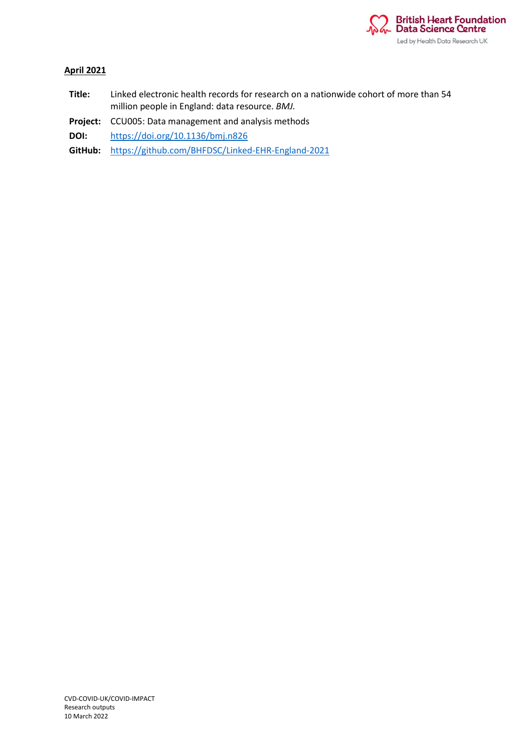**April 2021**

| | |
|---|---|
| **Title:** | Linked electronic health records for research on a nationwide cohort of more than 54 million people in England: data resource. *BMJ.* |
| **Project:** | CCU005: Data management and analysis methods |
| **DOI:** | https://doi.org/10.1136/bmj.n826 |
| **GitHub:** | https://github.com/BHFDSC/Linked-EHR-England-2021 |